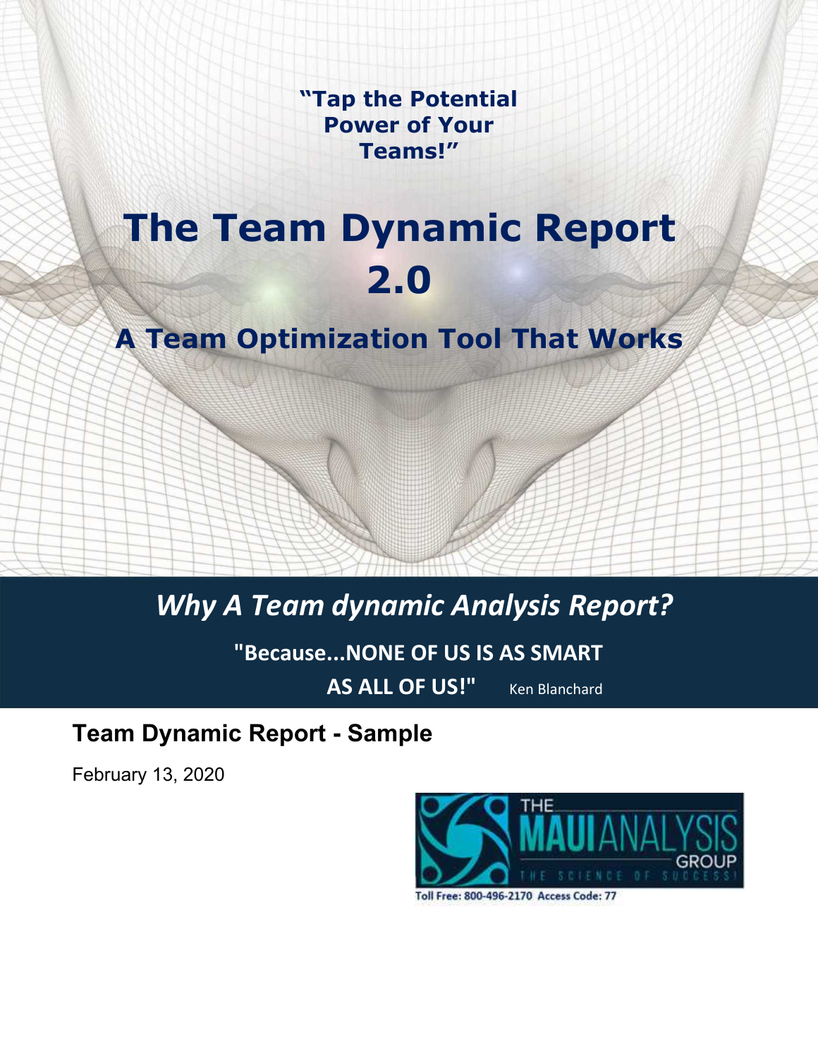**"Tap the Potential Power of Your Teams!"**

# The Team Dynamic Report 2.0

## A Team Optimization Tool That Works

## *Why A Team dynamic Analysis Report?*

**"Because...NONE OF US IS AS SMART AS ALL OF US!"** Ken Blanchard

### Team Dynamic Report - Sample

February 13, 2020

THE MAUI ANALYSIS GROUP
THE SCIENCE OF SUCCESS!

Toll Free: 800-496-2170 Access Code: 77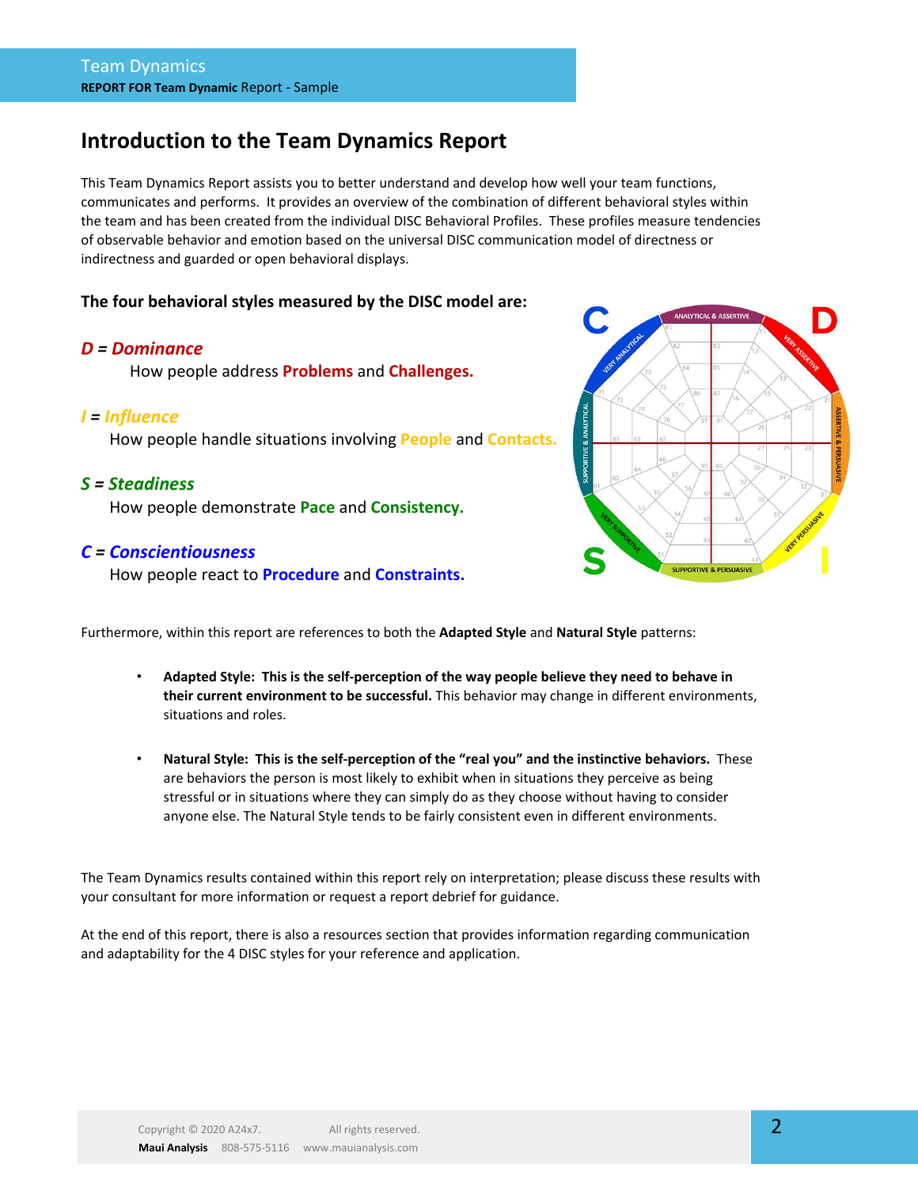# Introduction to the Team Dynamics Report

This Team Dynamics Report assists you to better understand and develop how well your team functions, communicates and performs. It provides an overview of the combination of different behavioral styles within the team and has been created from the individual DISC Behavioral Profiles. These profiles measure tendencies of observable behavior and emotion based on the universal DISC communication model of directness or indirectness and guarded or open behavioral displays.

**The four behavioral styles measured by the DISC model are:**

***D = Dominance***

How people address **Problems** and **Challenges.**

***I = Influence***

How people handle situations involving **People** and **Contacts.**

***S = Steadiness***

How people demonstrate **Pace** and **Consistency.**

***C = Conscientiousness***

How people react to **Procedure** and **Constraints.**

Furthermore, within this report are references to both the **Adapted Style** and **Natural Style** patterns:

- **Adapted Style: This is the self-perception of the way people believe they need to behave in their current environment to be successful.** This behavior may change in different environments, situations and roles.
- **Natural Style: This is the self-perception of the "real you" and the instinctive behaviors.** These are behaviors the person is most likely to exhibit when in situations they perceive as being stressful or in situations where they can simply do as they choose without having to consider anyone else. The Natural Style tends to be fairly consistent even in different environments.

The Team Dynamics results contained within this report rely on interpretation; please discuss these results with your consultant for more information or request a report debrief for guidance.

At the end of this report, there is also a resources section that provides information regarding communication and adaptability for the 4 DISC styles for your reference and application.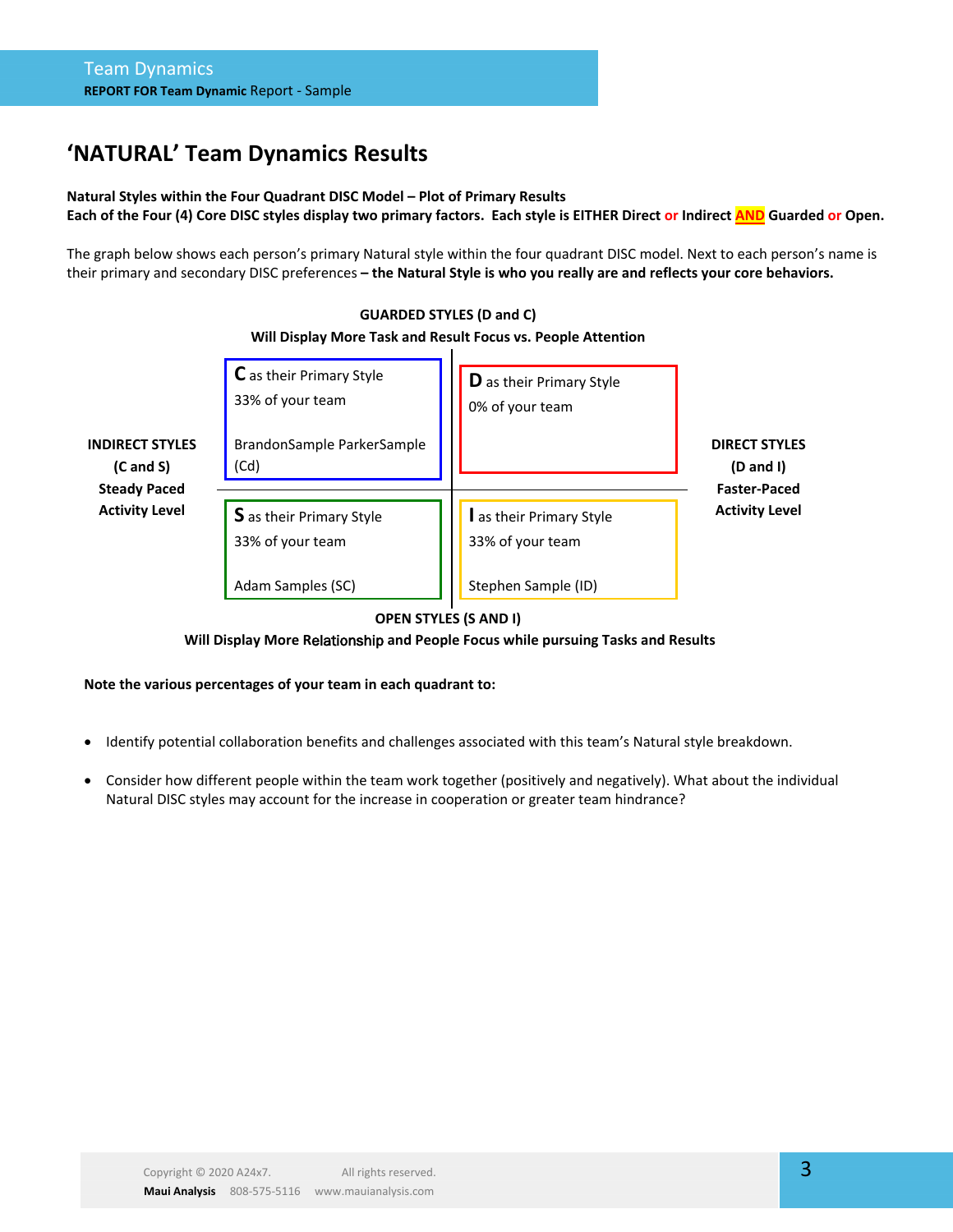# 'NATURAL' Team Dynamics Results

**Natural Styles within the Four Quadrant DISC Model – Plot of Primary Results**
**Each of the Four (4) Core DISC styles display two primary factors. Each style is EITHER Direct or Indirect AND Guarded or Open.**

The graph below shows each person's primary Natural style within the four quadrant DISC model. Next to each person's name is their primary and secondary DISC preferences **– the Natural Style is who you really are and reflects your core behaviors.**

**GUARDED STYLES (D and C)**
**Will Display More Task and Result Focus vs. People Attention**

| INDIRECT STYLES (C and S) Steady Paced Activity Level | | | DIRECT STYLES (D and I) Faster-Paced Activity Level |
|---|---|---|---|
| | **C** as their Primary Style<br>33% of your team<br><br>BrandonSample ParkerSample (Cd) | **D** as their Primary Style<br>0% of your team | |
| | **S** as their Primary Style<br>33% of your team<br><br>Adam Samples (SC) | **I** as their Primary Style<br>33% of your team<br><br>Stephen Sample (ID) | |

**OPEN STYLES (S AND I)**
**Will Display More Relationship and People Focus while pursuing Tasks and Results**

**Note the various percentages of your team in each quadrant to:**

- Identify potential collaboration benefits and challenges associated with this team's Natural style breakdown.
- Consider how different people within the team work together (positively and negatively). What about the individual Natural DISC styles may account for the increase in cooperation or greater team hindrance?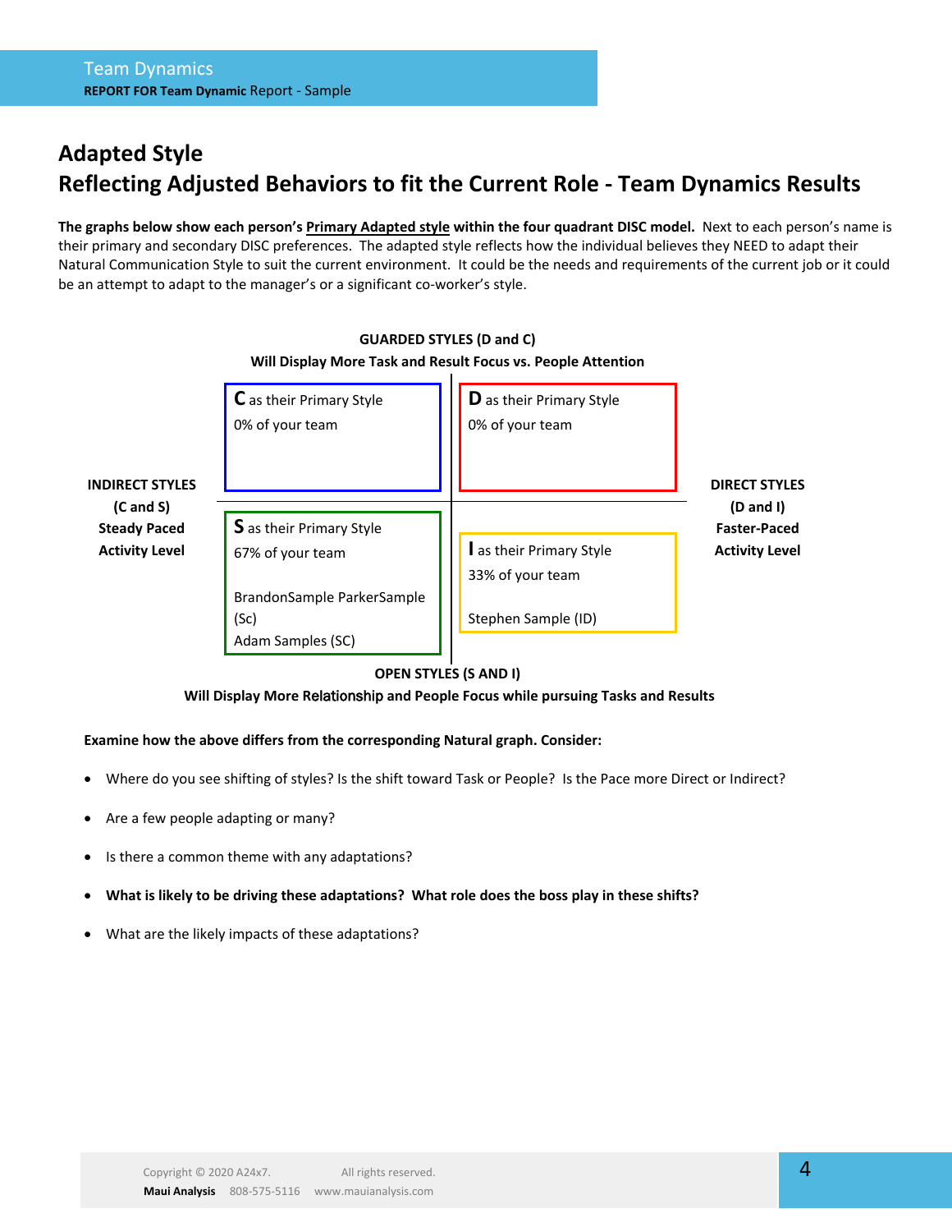## Adapted Style

## Reflecting Adjusted Behaviors to fit the Current Role - Team Dynamics Results

**The graphs below show each person's <u>Primary Adapted style</u> within the four quadrant DISC model.** Next to each person's name is their primary and secondary DISC preferences. The adapted style reflects how the individual believes they NEED to adapt their Natural Communication Style to suit the current environment. It could be the needs and requirements of the current job or it could be an attempt to adapt to the manager's or a significant co-worker's style.

**GUARDED STYLES (D and C)**
**Will Display More Task and Result Focus vs. People Attention**

**INDIRECT STYLES (C and S) Steady Paced Activity Level**

**DIRECT STYLES (D and I) Faster-Paced Activity Level**

| | |
|---|---|
| **C** as their Primary Style<br>0% of your team | **D** as their Primary Style<br>0% of your team |
| **S** as their Primary Style<br>67% of your team<br><br>BrandonSample ParkerSample (Sc)<br>Adam Samples (SC) | **I** as their Primary Style<br>33% of your team<br><br>Stephen Sample (ID) |

**OPEN STYLES (S AND I)**
**Will Display More Relationship and People Focus while pursuing Tasks and Results**

**Examine how the above differs from the corresponding Natural graph. Consider:**

- Where do you see shifting of styles? Is the shift toward Task or People? Is the Pace more Direct or Indirect?
- Are a few people adapting or many?
- Is there a common theme with any adaptations?
- **What is likely to be driving these adaptations? What role does the boss play in these shifts?**
- What are the likely impacts of these adaptations?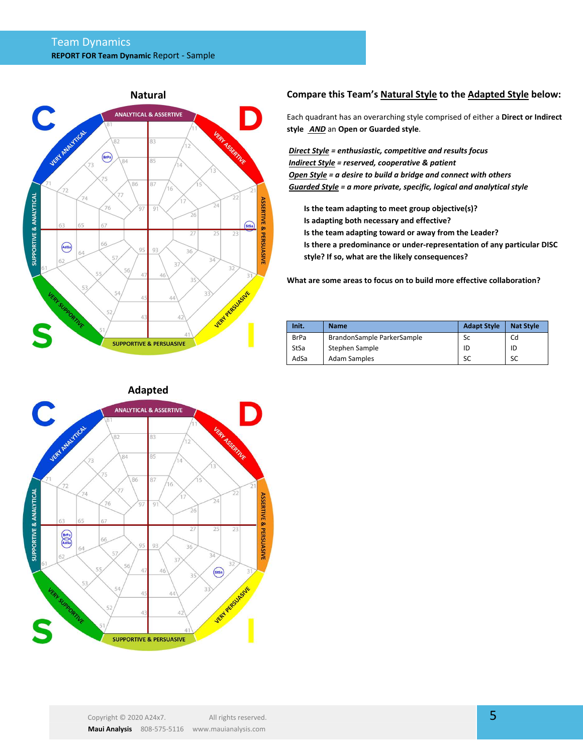## Natural

## Compare this Team's Natural Style to the Adapted Style below:

Each quadrant has an overarching style comprised of either a **Direct or Indirect style** ***AND*** an **Open or Guarded style**.

***Direct Style* = enthusiastic, competitive and results focus**
***Indirect Style* = reserved, cooperative & patient**
***Open Style* = a desire to build a bridge and connect with others**
***Guarded Style* = a more private, specific, logical and analytical style**

**Is the team adapting to meet group objective(s)?**
**Is adapting both necessary and effective?**
**Is the team adapting toward or away from the Leader?**
**Is there a predominance or under-representation of any particular DISC style? If so, what are the likely consequences?**

**What are some areas to focus on to build more effective collaboration?**

| Init. | Name | Adapt Style | Nat Style |
|---|---|---|---|
| BrPa | BrandonSample ParkerSample | Sc | Cd |
| StSa | Stephen Sample | ID | ID |
| AdSa | Adam Samples | SC | SC |

## Adapted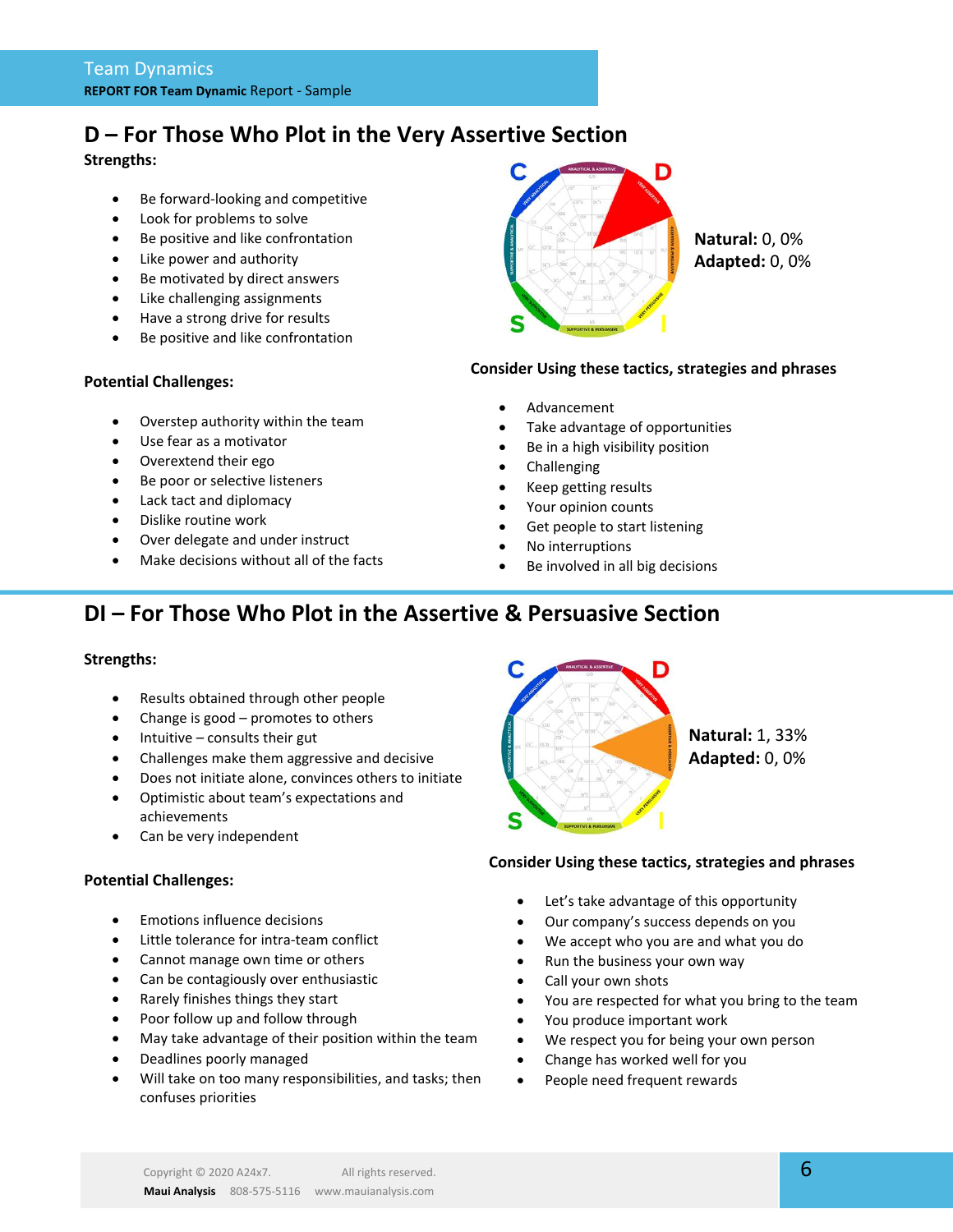## D – For Those Who Plot in the Very Assertive Section

**Strengths:**

- Be forward-looking and competitive
- Look for problems to solve
- Be positive and like confrontation
- Like power and authority
- Be motivated by direct answers
- Like challenging assignments
- Have a strong drive for results
- Be positive and like confrontation

**Natural:** 0, 0%
**Adapted:** 0, 0%

**Potential Challenges:**

- Overstep authority within the team
- Use fear as a motivator
- Overextend their ego
- Be poor or selective listeners
- Lack tact and diplomacy
- Dislike routine work
- Over delegate and under instruct
- Make decisions without all of the facts

**Consider Using these tactics, strategies and phrases**

- Advancement
- Take advantage of opportunities
- Be in a high visibility position
- Challenging
- Keep getting results
- Your opinion counts
- Get people to start listening
- No interruptions
- Be involved in all big decisions

## DI – For Those Who Plot in the Assertive & Persuasive Section

**Strengths:**

- Results obtained through other people
- Change is good – promotes to others
- Intuitive – consults their gut
- Challenges make them aggressive and decisive
- Does not initiate alone, convinces others to initiate
- Optimistic about team's expectations and achievements
- Can be very independent

**Natural:** 1, 33%
**Adapted:** 0, 0%

**Potential Challenges:**

- Emotions influence decisions
- Little tolerance for intra-team conflict
- Cannot manage own time or others
- Can be contagiously over enthusiastic
- Rarely finishes things they start
- Poor follow up and follow through
- May take advantage of their position within the team
- Deadlines poorly managed
- Will take on too many responsibilities, and tasks; then confuses priorities

**Consider Using these tactics, strategies and phrases**

- Let's take advantage of this opportunity
- Our company's success depends on you
- We accept who you are and what you do
- Run the business your own way
- Call your own shots
- You are respected for what you bring to the team
- You produce important work
- We respect you for being your own person
- Change has worked well for you
- People need frequent rewards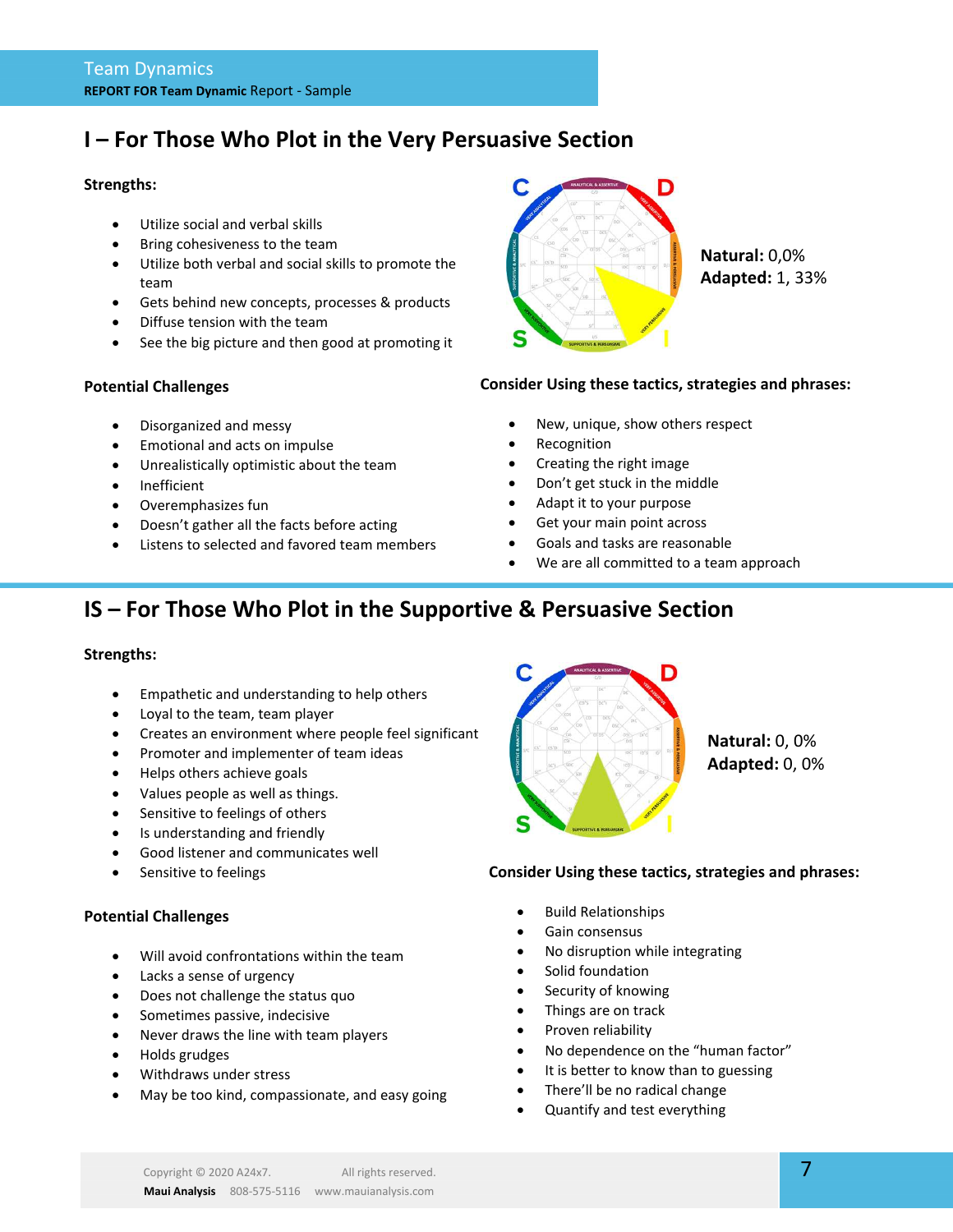## I – For Those Who Plot in the Very Persuasive Section

**Strengths:**

- Utilize social and verbal skills
- Bring cohesiveness to the team
- Utilize both verbal and social skills to promote the team
- Gets behind new concepts, processes & products
- Diffuse tension with the team
- See the big picture and then good at promoting it

**Natural:** 0,0%
**Adapted:** 1, 33%

**Potential Challenges**

- Disorganized and messy
- Emotional and acts on impulse
- Unrealistically optimistic about the team
- Inefficient
- Overemphasizes fun
- Doesn't gather all the facts before acting
- Listens to selected and favored team members

**Consider Using these tactics, strategies and phrases:**

- New, unique, show others respect
- Recognition
- Creating the right image
- Don't get stuck in the middle
- Adapt it to your purpose
- Get your main point across
- Goals and tasks are reasonable
- We are all committed to a team approach

## IS – For Those Who Plot in the Supportive & Persuasive Section

**Strengths:**

- Empathetic and understanding to help others
- Loyal to the team, team player
- Creates an environment where people feel significant
- Promoter and implementer of team ideas
- Helps others achieve goals
- Values people as well as things.
- Sensitive to feelings of others
- Is understanding and friendly
- Good listener and communicates well
- Sensitive to feelings

**Natural:** 0, 0%
**Adapted:** 0, 0%

**Potential Challenges**

- Will avoid confrontations within the team
- Lacks a sense of urgency
- Does not challenge the status quo
- Sometimes passive, indecisive
- Never draws the line with team players
- Holds grudges
- Withdraws under stress
- May be too kind, compassionate, and easy going

**Consider Using these tactics, strategies and phrases:**

- Build Relationships
- Gain consensus
- No disruption while integrating
- Solid foundation
- Security of knowing
- Things are on track
- Proven reliability
- No dependence on the "human factor"
- It is better to know than to guessing
- There'll be no radical change
- Quantify and test everything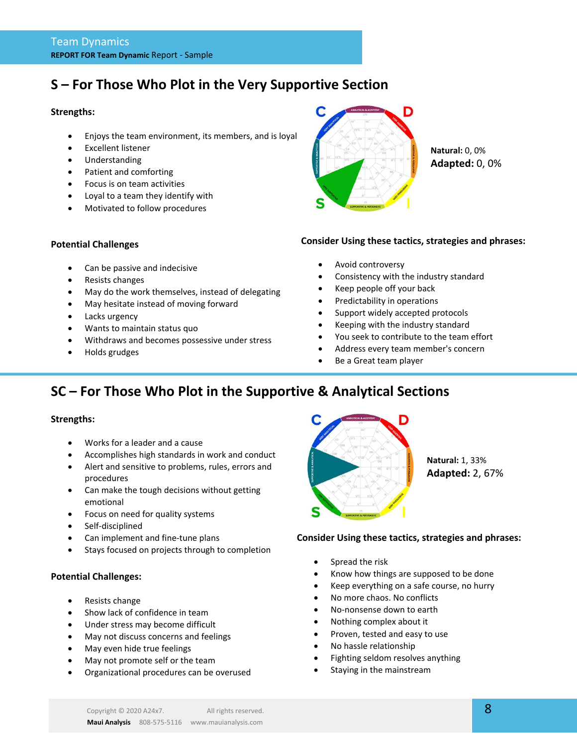## S – For Those Who Plot in the Very Supportive Section

**Strengths:**

- Enjoys the team environment, its members, and is loyal
- Excellent listener
- Understanding
- Patient and comforting
- Focus is on team activities
- Loyal to a team they identify with
- Motivated to follow procedures

**Natural:** 0, 0%
**Adapted:** 0, 0%

**Potential Challenges**

- Can be passive and indecisive
- Resists changes
- May do the work themselves, instead of delegating
- May hesitate instead of moving forward
- Lacks urgency
- Wants to maintain status quo
- Withdraws and becomes possessive under stress
- Holds grudges

**Consider Using these tactics, strategies and phrases:**

- Avoid controversy
- Consistency with the industry standard
- Keep people off your back
- Predictability in operations
- Support widely accepted protocols
- Keeping with the industry standard
- You seek to contribute to the team effort
- Address every team member's concern
- Be a Great team player

## SC – For Those Who Plot in the Supportive & Analytical Sections

**Strengths:**

- Works for a leader and a cause
- Accomplishes high standards in work and conduct
- Alert and sensitive to problems, rules, errors and procedures
- Can make the tough decisions without getting emotional
- Focus on need for quality systems
- Self-disciplined
- Can implement and fine-tune plans
- Stays focused on projects through to completion

**Natural:** 1, 33%
**Adapted:** 2, 67%

**Potential Challenges:**

- Resists change
- Show lack of confidence in team
- Under stress may become difficult
- May not discuss concerns and feelings
- May even hide true feelings
- May not promote self or the team
- Organizational procedures can be overused

**Consider Using these tactics, strategies and phrases:**

- Spread the risk
- Know how things are supposed to be done
- Keep everything on a safe course, no hurry
- No more chaos. No conflicts
- No-nonsense down to earth
- Nothing complex about it
- Proven, tested and easy to use
- No hassle relationship
- Fighting seldom resolves anything
- Staying in the mainstream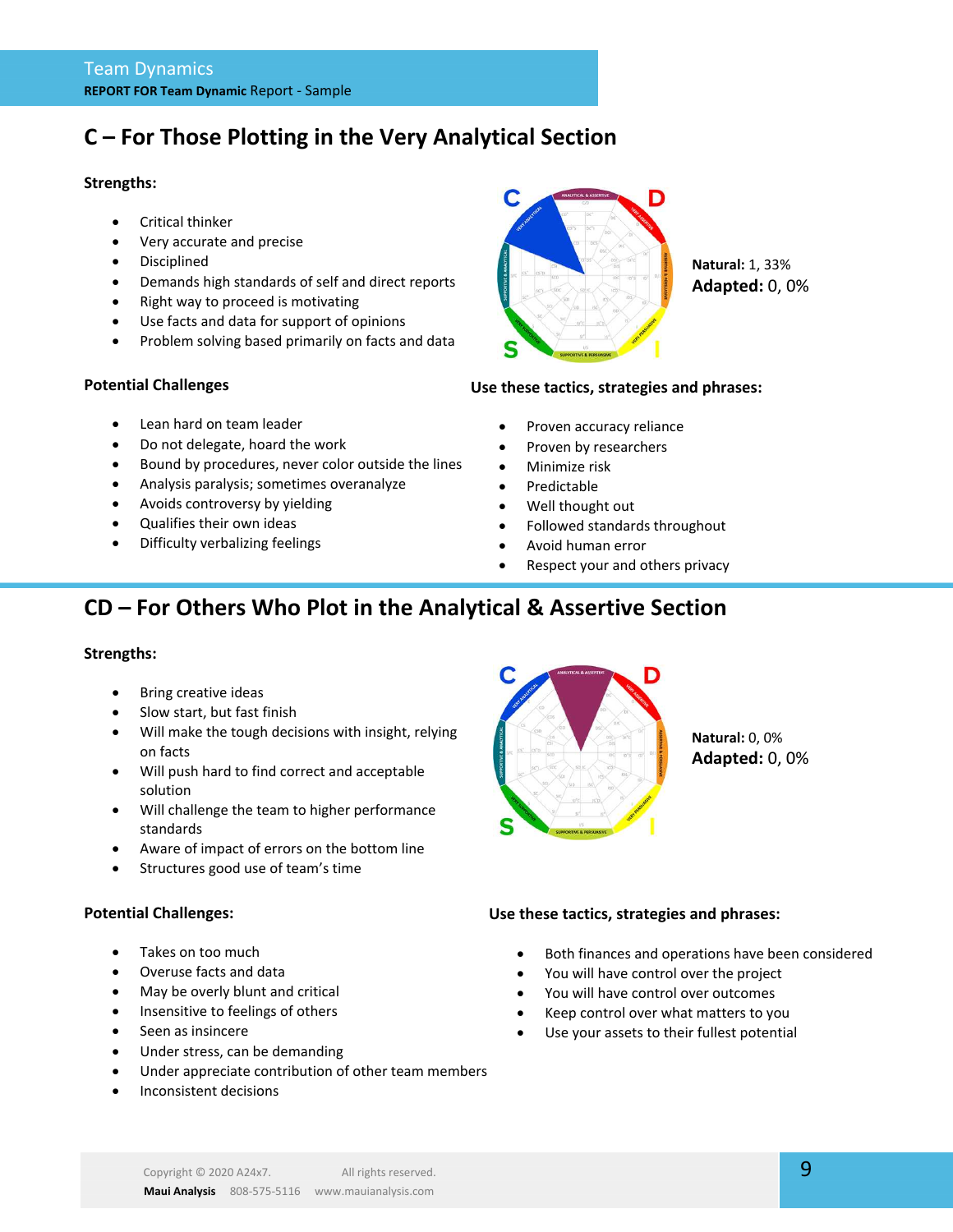## C – For Those Plotting in the Very Analytical Section

**Strengths:**

- Critical thinker
- Very accurate and precise
- Disciplined
- Demands high standards of self and direct reports
- Right way to proceed is motivating
- Use facts and data for support of opinions
- Problem solving based primarily on facts and data

**Natural:** 1, 33%
**Adapted:** 0, 0%

**Potential Challenges**

- Lean hard on team leader
- Do not delegate, hoard the work
- Bound by procedures, never color outside the lines
- Analysis paralysis; sometimes overanalyze
- Avoids controversy by yielding
- Qualifies their own ideas
- Difficulty verbalizing feelings

**Use these tactics, strategies and phrases:**

- Proven accuracy reliance
- Proven by researchers
- Minimize risk
- Predictable
- Well thought out
- Followed standards throughout
- Avoid human error
- Respect your and others privacy

## CD – For Others Who Plot in the Analytical & Assertive Section

**Strengths:**

- Bring creative ideas
- Slow start, but fast finish
- Will make the tough decisions with insight, relying on facts
- Will push hard to find correct and acceptable solution
- Will challenge the team to higher performance standards
- Aware of impact of errors on the bottom line
- Structures good use of team's time

**Natural:** 0, 0%
**Adapted:** 0, 0%

**Potential Challenges:**

- Takes on too much
- Overuse facts and data
- May be overly blunt and critical
- Insensitive to feelings of others
- Seen as insincere
- Under stress, can be demanding
- Under appreciate contribution of other team members
- Inconsistent decisions

**Use these tactics, strategies and phrases:**

- Both finances and operations have been considered
- You will have control over the project
- You will have control over outcomes
- Keep control over what matters to you
- Use your assets to their fullest potential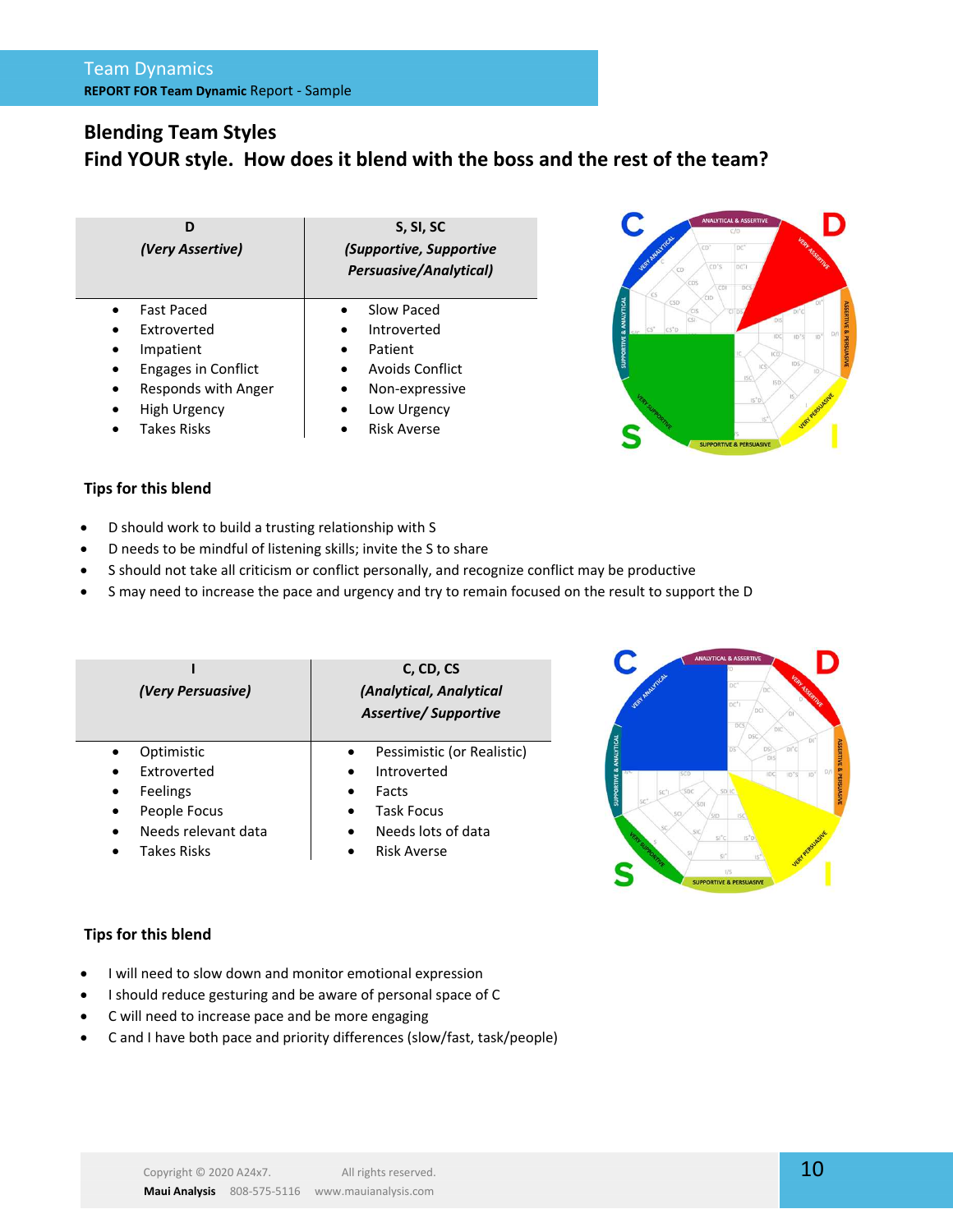## Blending Team Styles

## Find YOUR style. How does it blend with the boss and the rest of the team?

| D<br>*(Very Assertive)* | S, SI, SC<br>*(Supportive, Supportive Persuasive/Analytical)* |
|---|---|
| • Fast Paced<br>• Extroverted<br>• Impatient<br>• Engages in Conflict<br>• Responds with Anger<br>• High Urgency<br>• Takes Risks | • Slow Paced<br>• Introverted<br>• Patient<br>• Avoids Conflict<br>• Non-expressive<br>• Low Urgency<br>• Risk Averse |

### Tips for this blend

- D should work to build a trusting relationship with S
- D needs to be mindful of listening skills; invite the S to share
- S should not take all criticism or conflict personally, and recognize conflict may be productive
- S may need to increase the pace and urgency and try to remain focused on the result to support the D

| I<br>*(Very Persuasive)* | C, CD, CS<br>*(Analytical, Analytical Assertive/ Supportive)* |
|---|---|
| • Optimistic<br>• Extroverted<br>• Feelings<br>• People Focus<br>• Needs relevant data<br>• Takes Risks | • Pessimistic (or Realistic)<br>• Introverted<br>• Facts<br>• Task Focus<br>• Needs lots of data<br>• Risk Averse |

### Tips for this blend

- I will need to slow down and monitor emotional expression
- I should reduce gesturing and be aware of personal space of C
- C will need to increase pace and be more engaging
- C and I have both pace and priority differences (slow/fast, task/people)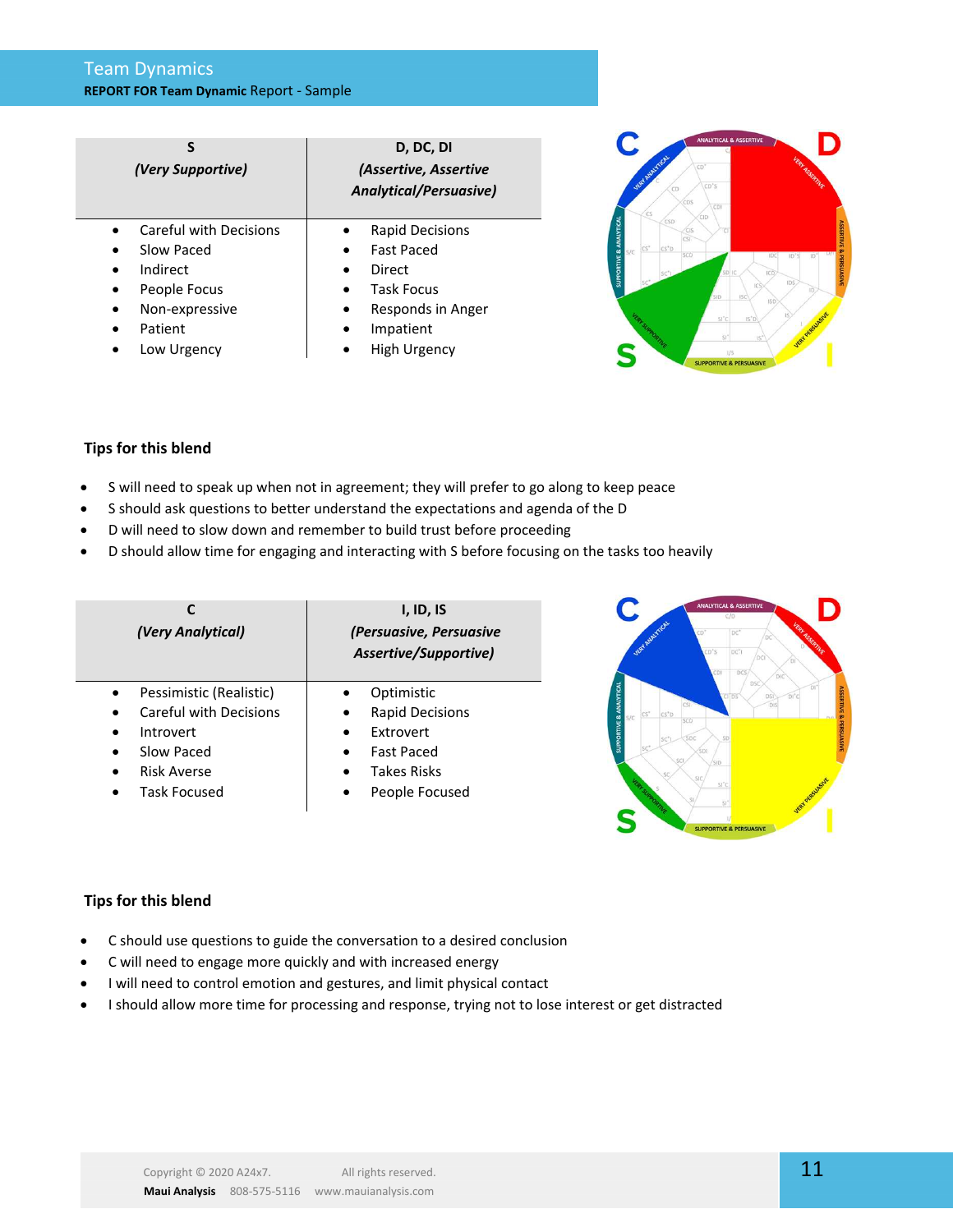| S<br>*(Very Supportive)* | D, DC, DI<br>*(Assertive, Assertive Analytical/Persuasive)* |
|---|---|
| • Careful with Decisions<br>• Slow Paced<br>• Indirect<br>• People Focus<br>• Non-expressive<br>• Patient<br>• Low Urgency | • Rapid Decisions<br>• Fast Paced<br>• Direct<br>• Task Focus<br>• Responds in Anger<br>• Impatient<br>• High Urgency |

### Tips for this blend

- S will need to speak up when not in agreement; they will prefer to go along to keep peace
- S should ask questions to better understand the expectations and agenda of the D
- D will need to slow down and remember to build trust before proceeding
- D should allow time for engaging and interacting with S before focusing on the tasks too heavily

| C<br>*(Very Analytical)* | I, ID, IS<br>*(Persuasive, Persuasive Assertive/Supportive)* |
|---|---|
| • Pessimistic (Realistic)<br>• Careful with Decisions<br>• Introvert<br>• Slow Paced<br>• Risk Averse<br>• Task Focused | • Optimistic<br>• Rapid Decisions<br>• Extrovert<br>• Fast Paced<br>• Takes Risks<br>• People Focused |

### Tips for this blend

- C should use questions to guide the conversation to a desired conclusion
- C will need to engage more quickly and with increased energy
- I will need to control emotion and gestures, and limit physical contact
- I should allow more time for processing and response, trying not to lose interest or get distracted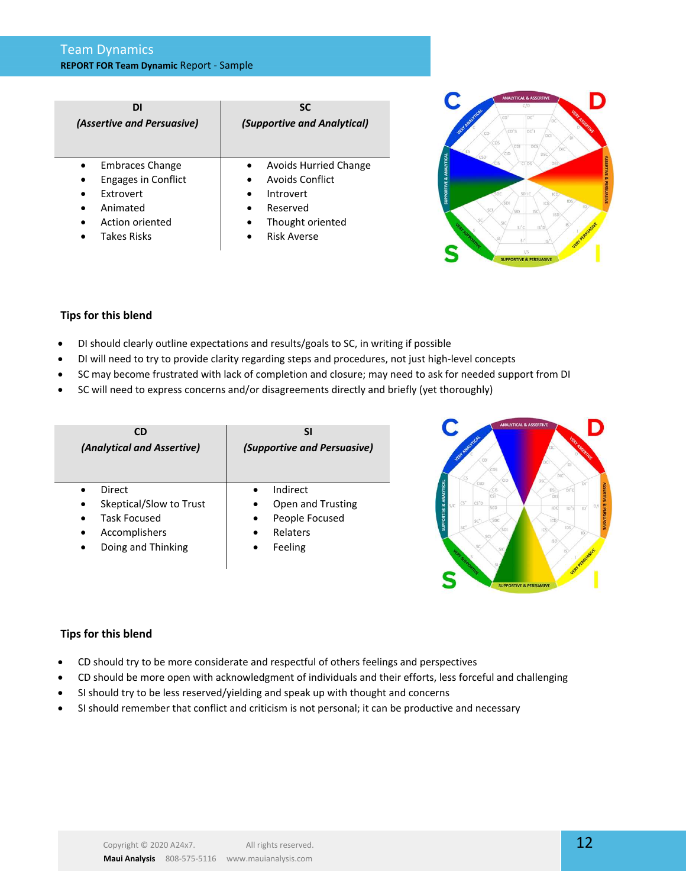| DI<br>*(Assertive and Persuasive)* | SC<br>*(Supportive and Analytical)* |
|---|---|
| • Embraces Change<br>• Engages in Conflict<br>• Extrovert<br>• Animated<br>• Action oriented<br>• Takes Risks | • Avoids Hurried Change<br>• Avoids Conflict<br>• Introvert<br>• Reserved<br>• Thought oriented<br>• Risk Averse |

### Tips for this blend

- DI should clearly outline expectations and results/goals to SC, in writing if possible
- DI will need to try to provide clarity regarding steps and procedures, not just high-level concepts
- SC may become frustrated with lack of completion and closure; may need to ask for needed support from DI
- SC will need to express concerns and/or disagreements directly and briefly (yet thoroughly)

| CD<br>*(Analytical and Assertive)* | SI<br>*(Supportive and Persuasive)* |
|---|---|
| • Direct<br>• Skeptical/Slow to Trust<br>• Task Focused<br>• Accomplishers<br>• Doing and Thinking | • Indirect<br>• Open and Trusting<br>• People Focused<br>• Relaters<br>• Feeling |

### Tips for this blend

- CD should try to be more considerate and respectful of others feelings and perspectives
- CD should be more open with acknowledgment of individuals and their efforts, less forceful and challenging
- SI should try to be less reserved/yielding and speak up with thought and concerns
- SI should remember that conflict and criticism is not personal; it can be productive and necessary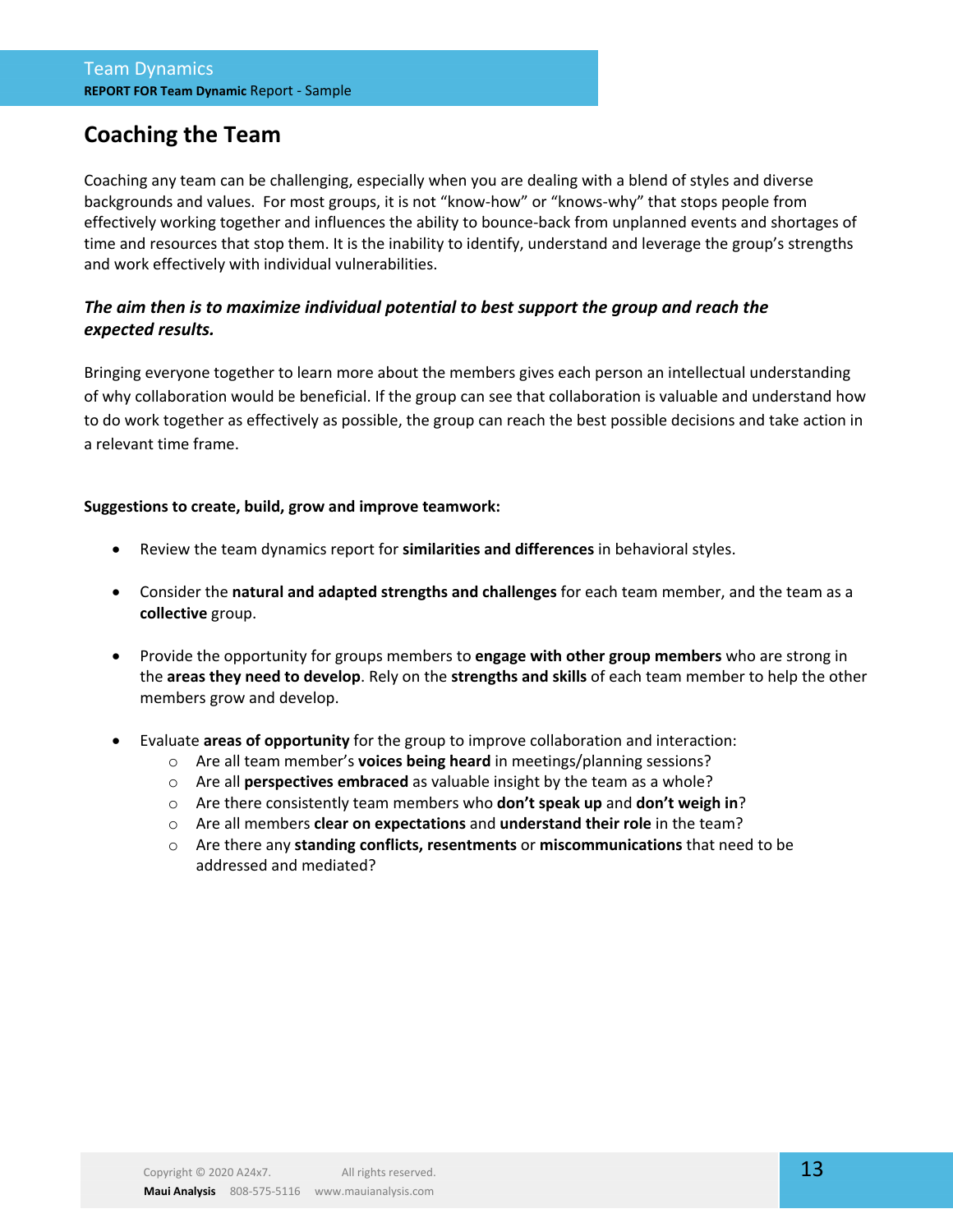## Coaching the Team

Coaching any team can be challenging, especially when you are dealing with a blend of styles and diverse backgrounds and values. For most groups, it is not "know-how" or "knows-why" that stops people from effectively working together and influences the ability to bounce-back from unplanned events and shortages of time and resources that stop them. It is the inability to identify, understand and leverage the group's strengths and work effectively with individual vulnerabilities.

***The aim then is to maximize individual potential to best support the group and reach the expected results.***

Bringing everyone together to learn more about the members gives each person an intellectual understanding of why collaboration would be beneficial. If the group can see that collaboration is valuable and understand how to do work together as effectively as possible, the group can reach the best possible decisions and take action in a relevant time frame.

**Suggestions to create, build, grow and improve teamwork:**

- Review the team dynamics report for **similarities and differences** in behavioral styles.
- Consider the **natural and adapted strengths and challenges** for each team member, and the team as a **collective** group.
- Provide the opportunity for groups members to **engage with other group members** who are strong in the **areas they need to develop**. Rely on the **strengths and skills** of each team member to help the other members grow and develop.
- Evaluate **areas of opportunity** for the group to improve collaboration and interaction:
  - Are all team member's **voices being heard** in meetings/planning sessions?
  - Are all **perspectives embraced** as valuable insight by the team as a whole?
  - Are there consistently team members who **don't speak up** and **don't weigh in**?
  - Are all members **clear on expectations** and **understand their role** in the team?
  - Are there any **standing conflicts, resentments** or **miscommunications** that need to be addressed and mediated?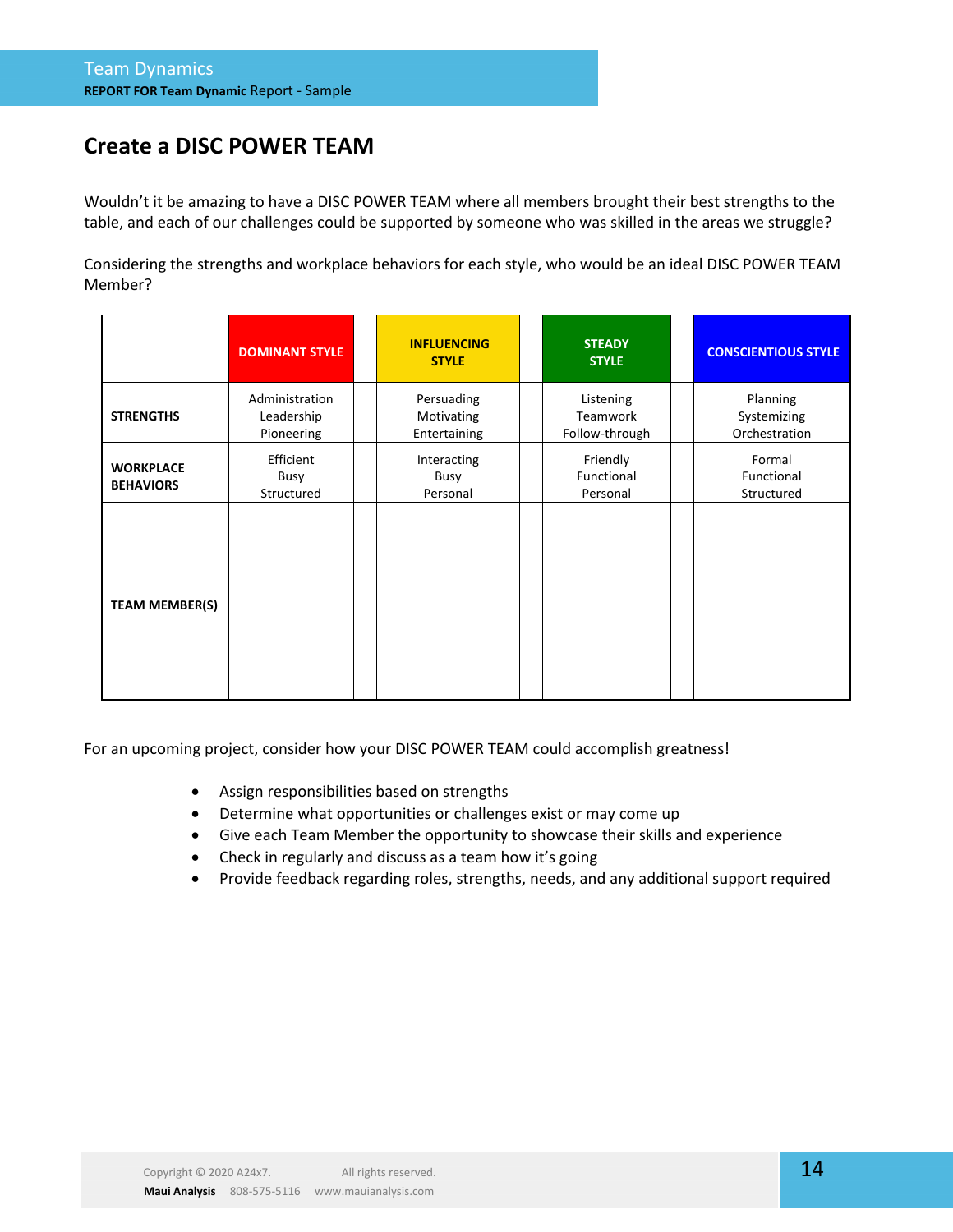## Create a DISC POWER TEAM

Wouldn't it be amazing to have a DISC POWER TEAM where all members brought their best strengths to the table, and each of our challenges could be supported by someone who was skilled in the areas we struggle?

Considering the strengths and workplace behaviors for each style, who would be an ideal DISC POWER TEAM Member?

| | DOMINANT STYLE | INFLUENCING STYLE | STEADY STYLE | CONSCIENTIOUS STYLE |
|---|---|---|---|---|
| **STRENGTHS** | Administration<br>Leadership<br>Pioneering | Persuading<br>Motivating<br>Entertaining | Listening<br>Teamwork<br>Follow-through | Planning<br>Systemizing<br>Orchestration |
| **WORKPLACE BEHAVIORS** | Efficient<br>Busy<br>Structured | Interacting<br>Busy<br>Personal | Friendly<br>Functional<br>Personal | Formal<br>Functional<br>Structured |
| **TEAM MEMBER(S)** | | | | |

For an upcoming project, consider how your DISC POWER TEAM could accomplish greatness!

- Assign responsibilities based on strengths
- Determine what opportunities or challenges exist or may come up
- Give each Team Member the opportunity to showcase their skills and experience
- Check in regularly and discuss as a team how it's going
- Provide feedback regarding roles, strengths, needs, and any additional support required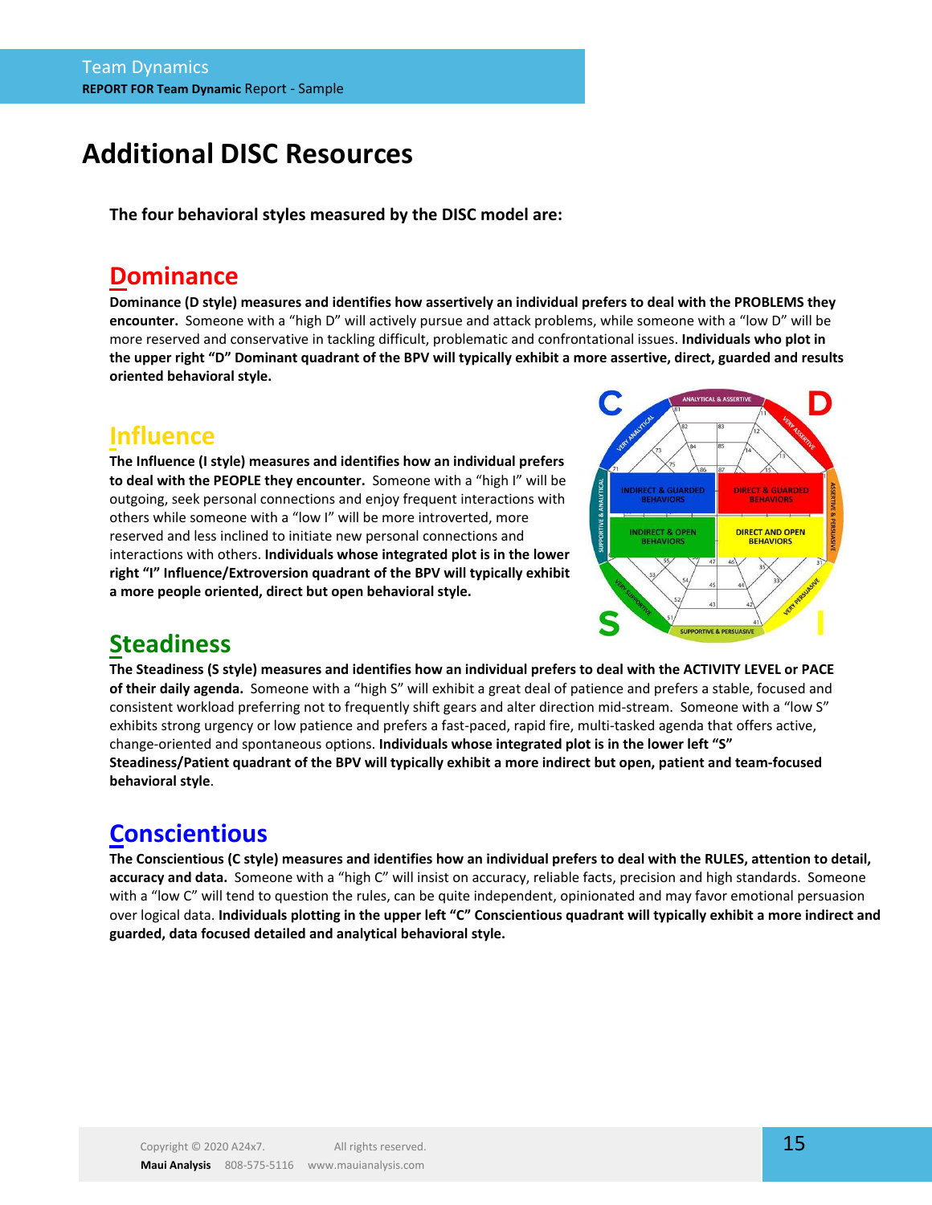# Additional DISC Resources

**The four behavioral styles measured by the DISC model are:**

## Dominance

**Dominance (D style) measures and identifies how assertively an individual prefers to deal with the PROBLEMS they encounter.** Someone with a "high D" will actively pursue and attack problems, while someone with a "low D" will be more reserved and conservative in tackling difficult, problematic and confrontational issues. **Individuals who plot in the upper right "D" Dominant quadrant of the BPV will typically exhibit a more assertive, direct, guarded and results oriented behavioral style.**

## Influence

**The Influence (I style) measures and identifies how an individual prefers to deal with the PEOPLE they encounter.** Someone with a "high I" will be outgoing, seek personal connections and enjoy frequent interactions with others while someone with a "low I" will be more introverted, more reserved and less inclined to initiate new personal connections and interactions with others. **Individuals whose integrated plot is in the lower right "I" Influence/Extroversion quadrant of the BPV will typically exhibit a more people oriented, direct but open behavioral style.**

## Steadiness

**The Steadiness (S style) measures and identifies how an individual prefers to deal with the ACTIVITY LEVEL or PACE of their daily agenda.** Someone with a "high S" will exhibit a great deal of patience and prefers a stable, focused and consistent workload preferring not to frequently shift gears and alter direction mid-stream. Someone with a "low S" exhibits strong urgency or low patience and prefers a fast-paced, rapid fire, multi-tasked agenda that offers active, change-oriented and spontaneous options. **Individuals whose integrated plot is in the lower left "S" Steadiness/Patient quadrant of the BPV will typically exhibit a more indirect but open, patient and team-focused behavioral style**.

## Conscientious

**The Conscientious (C style) measures and identifies how an individual prefers to deal with the RULES, attention to detail, accuracy and data.** Someone with a "high C" will insist on accuracy, reliable facts, precision and high standards. Someone with a "low C" will tend to question the rules, can be quite independent, opinionated and may favor emotional persuasion over logical data. **Individuals plotting in the upper left "C" Conscientious quadrant will typically exhibit a more indirect and guarded, data focused detailed and analytical behavioral style.**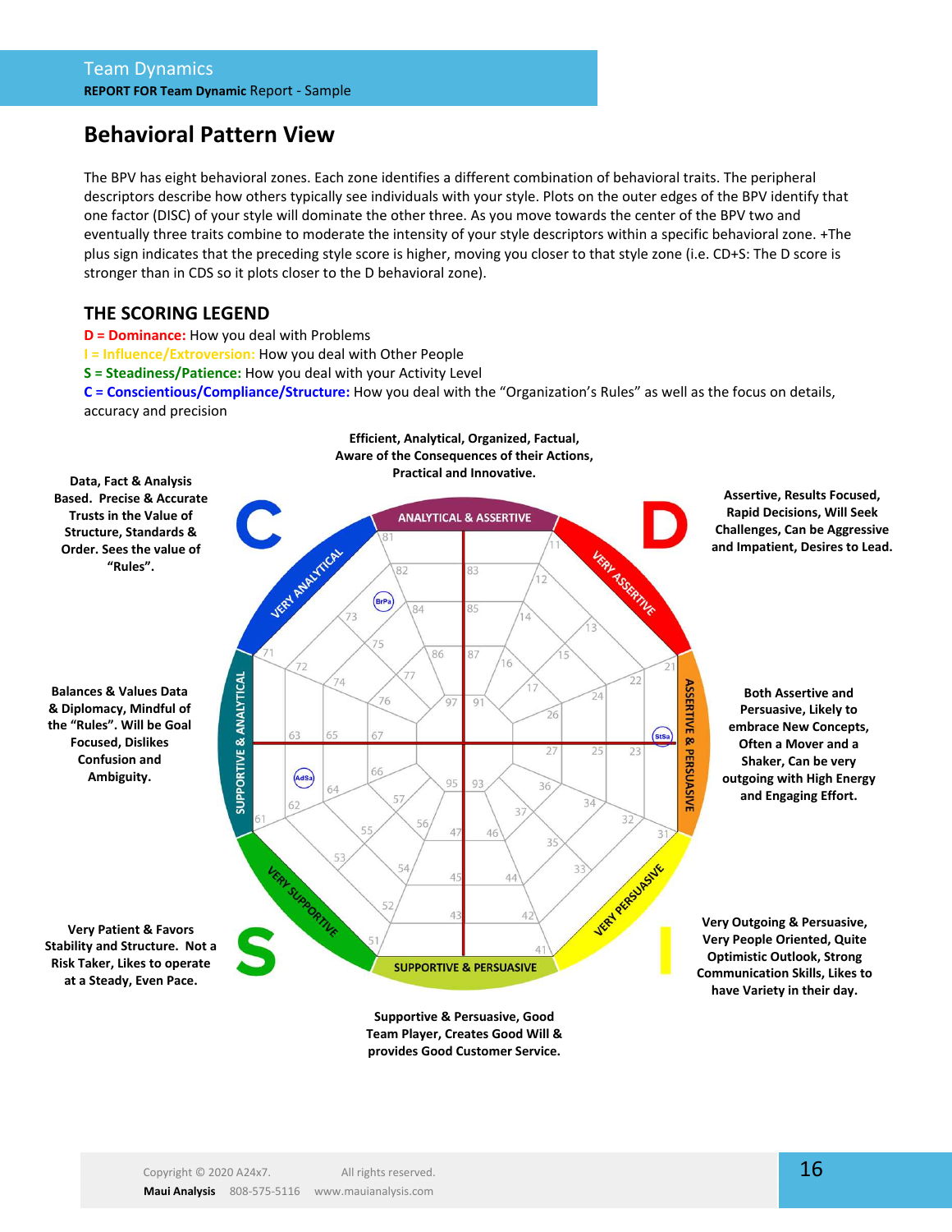# Behavioral Pattern View

The BPV has eight behavioral zones. Each zone identifies a different combination of behavioral traits. The peripheral descriptors describe how others typically see individuals with your style. Plots on the outer edges of the BPV identify that one factor (DISC) of your style will dominate the other three. As you move towards the center of the BPV two and eventually three traits combine to moderate the intensity of your style descriptors within a specific behavioral zone. +The plus sign indicates that the preceding style score is higher, moving you closer to that style zone (i.e. CD+S: The D score is stronger than in CDS so it plots closer to the D behavioral zone).

## THE SCORING LEGEND

**D = Dominance:** How you deal with Problems
**I = Influence/Extroversion:** How you deal with Other People
**S = Steadiness/Patience:** How you deal with your Activity Level
**C = Conscientious/Compliance/Structure:** How you deal with the "Organization's Rules" as well as the focus on details, accuracy and precision

**Efficient, Analytical, Organized, Factual, Aware of the Consequences of their Actions, Practical and Innovative.**

**Data, Fact & Analysis Based. Precise & Accurate Trusts in the Value of Structure, Standards & Order. Sees the value of "Rules".**

**Assertive, Results Focused, Rapid Decisions, Will Seek Challenges, Can be Aggressive and Impatient, Desires to Lead.**

**Balances & Values Data & Diplomacy, Mindful of the "Rules". Will be Goal Focused, Dislikes Confusion and Ambiguity.**

**Both Assertive and Persuasive, Likely to embrace New Concepts, Often a Mover and a Shaker, Can be very outgoing with High Energy and Engaging Effort.**

**Very Patient & Favors Stability and Structure. Not a Risk Taker, Likes to operate at a Steady, Even Pace.**

**Very Outgoing & Persuasive, Very People Oriented, Quite Optimistic Outlook, Strong Communication Skills, Likes to have Variety in their day.**

**Supportive & Persuasive, Good Team Player, Creates Good Will & provides Good Customer Service.**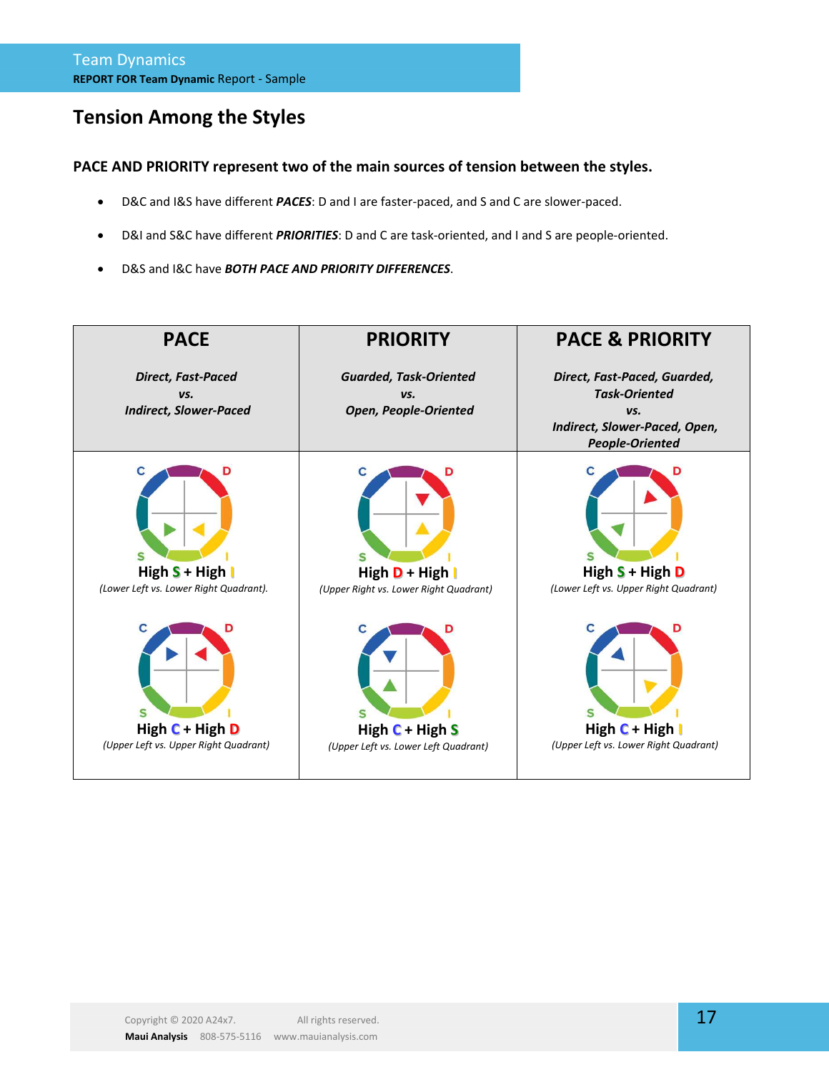## Tension Among the Styles

**PACE AND PRIORITY represent two of the main sources of tension between the styles.**

- D&C and I&S have different ***PACES***: D and I are faster-paced, and S and C are slower-paced.
- D&I and S&C have different ***PRIORITIES***: D and C are task-oriented, and I and S are people-oriented.
- D&S and I&C have ***BOTH PACE AND PRIORITY DIFFERENCES***.

| PACE | PRIORITY | PACE & PRIORITY |
|---|---|---|
| *Direct, Fast-Paced vs. Indirect, Slower-Paced* | *Guarded, Task-Oriented vs. Open, People-Oriented* | *Direct, Fast-Paced, Guarded, Task-Oriented vs. Indirect, Slower-Paced, Open, People-Oriented* |
| High S + High I *(Lower Left vs. Lower Right Quadrant).* | High D + High I *(Upper Right vs. Lower Right Quadrant)* | High S + High D *(Lower Left vs. Upper Right Quadrant)* |
| High C + High D *(Upper Left vs. Upper Right Quadrant)* | High C + High S *(Upper Left vs. Lower Left Quadrant)* | High C + High I *(Upper Left vs. Lower Right Quadrant)* |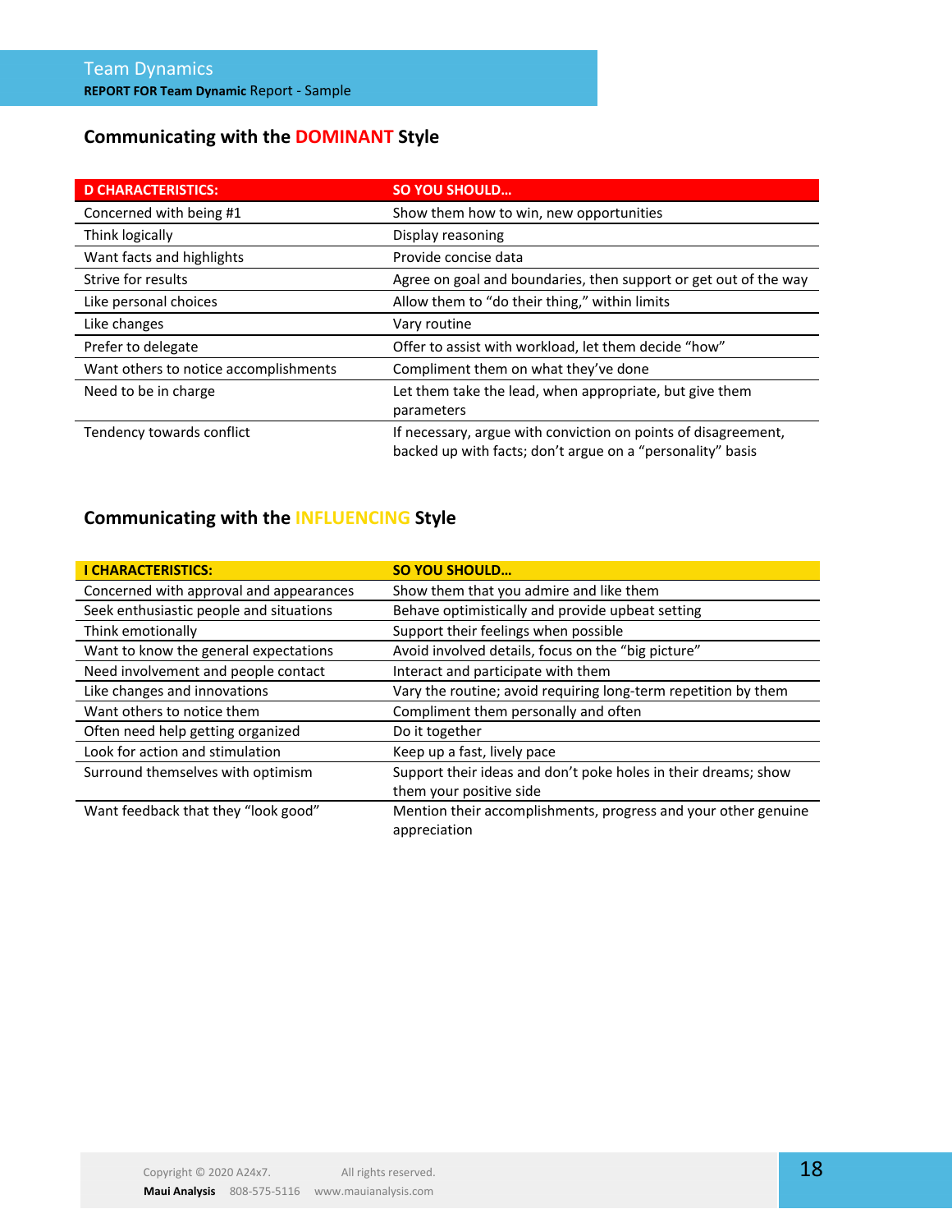## Communicating with the DOMINANT Style

| D CHARACTERISTICS: | SO YOU SHOULD… |
|---|---|
| Concerned with being #1 | Show them how to win, new opportunities |
| Think logically | Display reasoning |
| Want facts and highlights | Provide concise data |
| Strive for results | Agree on goal and boundaries, then support or get out of the way |
| Like personal choices | Allow them to "do their thing," within limits |
| Like changes | Vary routine |
| Prefer to delegate | Offer to assist with workload, let them decide "how" |
| Want others to notice accomplishments | Compliment them on what they've done |
| Need to be in charge | Let them take the lead, when appropriate, but give them parameters |
| Tendency towards conflict | If necessary, argue with conviction on points of disagreement, backed up with facts; don't argue on a "personality" basis |

## Communicating with the INFLUENCING Style

| I CHARACTERISTICS: | SO YOU SHOULD… |
|---|---|
| Concerned with approval and appearances | Show them that you admire and like them |
| Seek enthusiastic people and situations | Behave optimistically and provide upbeat setting |
| Think emotionally | Support their feelings when possible |
| Want to know the general expectations | Avoid involved details, focus on the "big picture" |
| Need involvement and people contact | Interact and participate with them |
| Like changes and innovations | Vary the routine; avoid requiring long-term repetition by them |
| Want others to notice them | Compliment them personally and often |
| Often need help getting organized | Do it together |
| Look for action and stimulation | Keep up a fast, lively pace |
| Surround themselves with optimism | Support their ideas and don't poke holes in their dreams; show them your positive side |
| Want feedback that they "look good" | Mention their accomplishments, progress and your other genuine appreciation |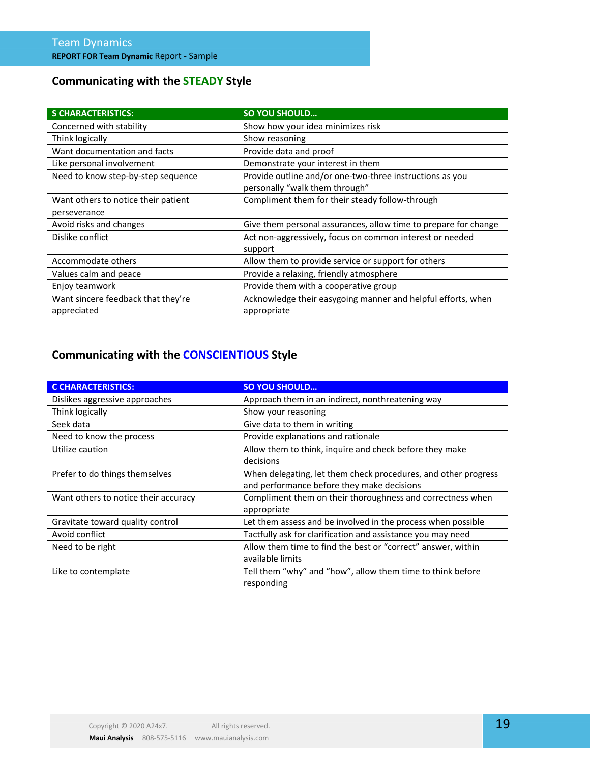## Communicating with the STEADY Style

| S CHARACTERISTICS: | SO YOU SHOULD… |
|---|---|
| Concerned with stability | Show how your idea minimizes risk |
| Think logically | Show reasoning |
| Want documentation and facts | Provide data and proof |
| Like personal involvement | Demonstrate your interest in them |
| Need to know step-by-step sequence | Provide outline and/or one-two-three instructions as you personally “walk them through” |
| Want others to notice their patient perseverance | Compliment them for their steady follow-through |
| Avoid risks and changes | Give them personal assurances, allow time to prepare for change |
| Dislike conflict | Act non-aggressively, focus on common interest or needed support |
| Accommodate others | Allow them to provide service or support for others |
| Values calm and peace | Provide a relaxing, friendly atmosphere |
| Enjoy teamwork | Provide them with a cooperative group |
| Want sincere feedback that they’re appreciated | Acknowledge their easygoing manner and helpful efforts, when appropriate |

## Communicating with the CONSCIENTIOUS Style

| C CHARACTERISTICS: | SO YOU SHOULD… |
|---|---|
| Dislikes aggressive approaches | Approach them in an indirect, nonthreatening way |
| Think logically | Show your reasoning |
| Seek data | Give data to them in writing |
| Need to know the process | Provide explanations and rationale |
| Utilize caution | Allow them to think, inquire and check before they make decisions |
| Prefer to do things themselves | When delegating, let them check procedures, and other progress and performance before they make decisions |
| Want others to notice their accuracy | Compliment them on their thoroughness and correctness when appropriate |
| Gravitate toward quality control | Let them assess and be involved in the process when possible |
| Avoid conflict | Tactfully ask for clarification and assistance you may need |
| Need to be right | Allow them time to find the best or “correct” answer, within available limits |
| Like to contemplate | Tell them “why” and “how”, allow them time to think before responding |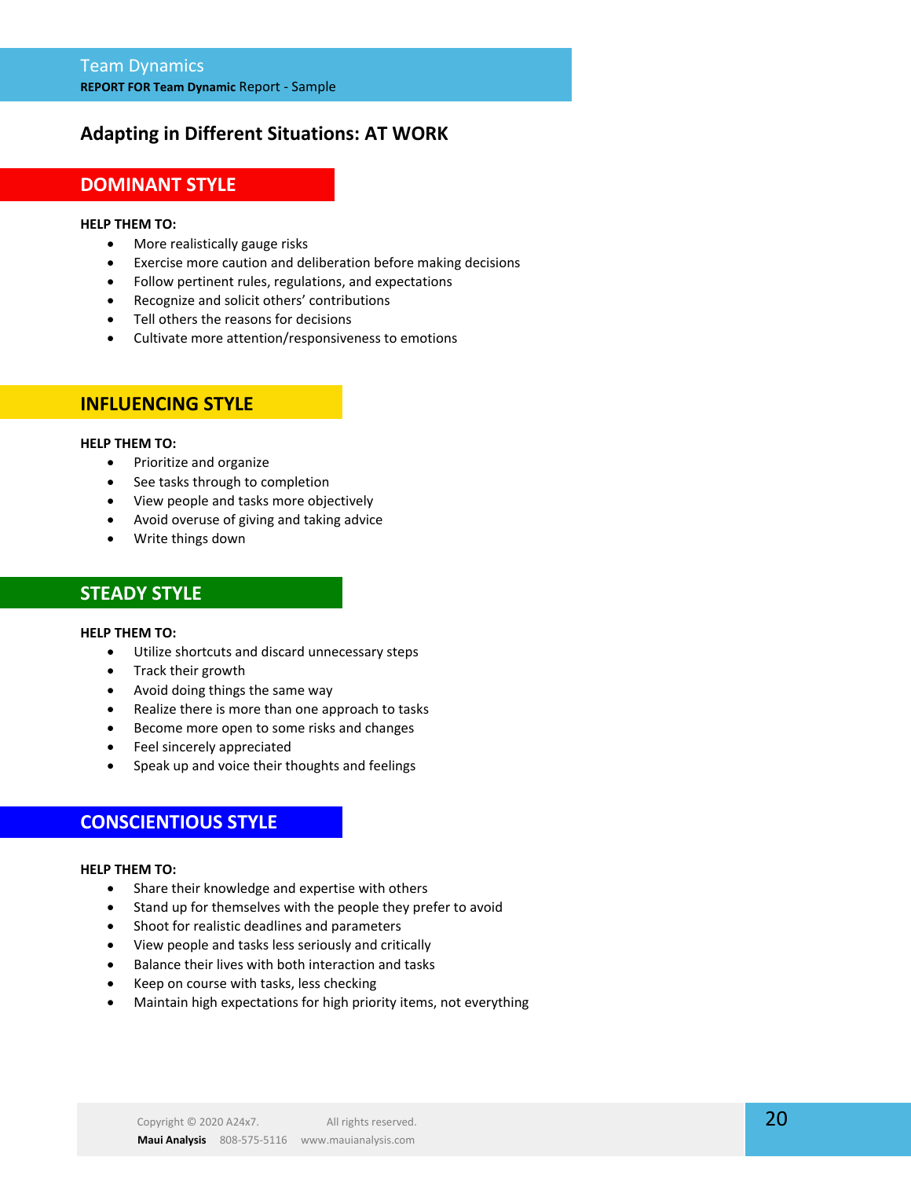## Adapting in Different Situations: AT WORK

### DOMINANT STYLE

**HELP THEM TO:**

- More realistically gauge risks
- Exercise more caution and deliberation before making decisions
- Follow pertinent rules, regulations, and expectations
- Recognize and solicit others' contributions
- Tell others the reasons for decisions
- Cultivate more attention/responsiveness to emotions

### INFLUENCING STYLE

**HELP THEM TO:**

- Prioritize and organize
- See tasks through to completion
- View people and tasks more objectively
- Avoid overuse of giving and taking advice
- Write things down

### STEADY STYLE

**HELP THEM TO:**

- Utilize shortcuts and discard unnecessary steps
- Track their growth
- Avoid doing things the same way
- Realize there is more than one approach to tasks
- Become more open to some risks and changes
- Feel sincerely appreciated
- Speak up and voice their thoughts and feelings

### CONSCIENTIOUS STYLE

**HELP THEM TO:**

- Share their knowledge and expertise with others
- Stand up for themselves with the people they prefer to avoid
- Shoot for realistic deadlines and parameters
- View people and tasks less seriously and critically
- Balance their lives with both interaction and tasks
- Keep on course with tasks, less checking
- Maintain high expectations for high priority items, not everything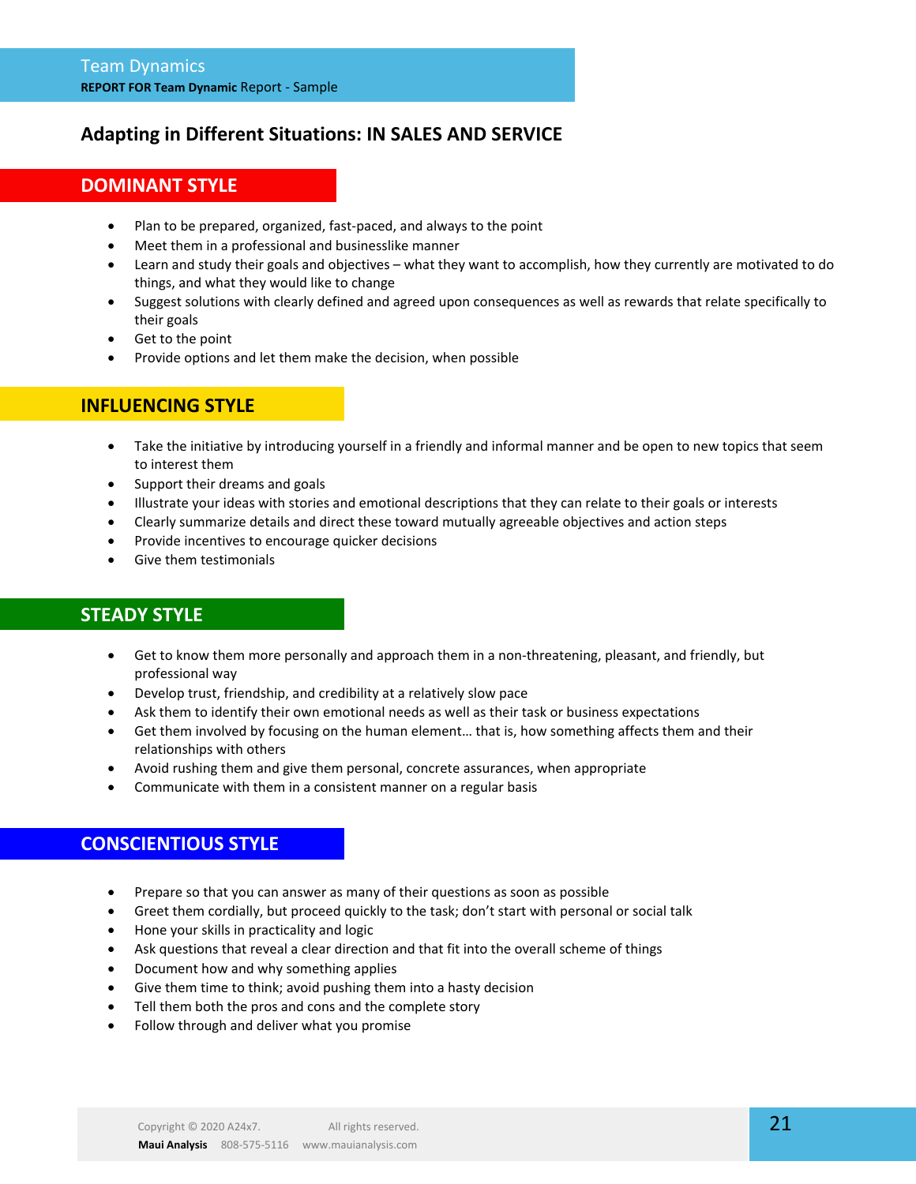## Adapting in Different Situations: IN SALES AND SERVICE

### DOMINANT STYLE

- Plan to be prepared, organized, fast-paced, and always to the point
- Meet them in a professional and businesslike manner
- Learn and study their goals and objectives – what they want to accomplish, how they currently are motivated to do things, and what they would like to change
- Suggest solutions with clearly defined and agreed upon consequences as well as rewards that relate specifically to their goals
- Get to the point
- Provide options and let them make the decision, when possible

### INFLUENCING STYLE

- Take the initiative by introducing yourself in a friendly and informal manner and be open to new topics that seem to interest them
- Support their dreams and goals
- Illustrate your ideas with stories and emotional descriptions that they can relate to their goals or interests
- Clearly summarize details and direct these toward mutually agreeable objectives and action steps
- Provide incentives to encourage quicker decisions
- Give them testimonials

### STEADY STYLE

- Get to know them more personally and approach them in a non-threatening, pleasant, and friendly, but professional way
- Develop trust, friendship, and credibility at a relatively slow pace
- Ask them to identify their own emotional needs as well as their task or business expectations
- Get them involved by focusing on the human element… that is, how something affects them and their relationships with others
- Avoid rushing them and give them personal, concrete assurances, when appropriate
- Communicate with them in a consistent manner on a regular basis

### CONSCIENTIOUS STYLE

- Prepare so that you can answer as many of their questions as soon as possible
- Greet them cordially, but proceed quickly to the task; don't start with personal or social talk
- Hone your skills in practicality and logic
- Ask questions that reveal a clear direction and that fit into the overall scheme of things
- Document how and why something applies
- Give them time to think; avoid pushing them into a hasty decision
- Tell them both the pros and cons and the complete story
- Follow through and deliver what you promise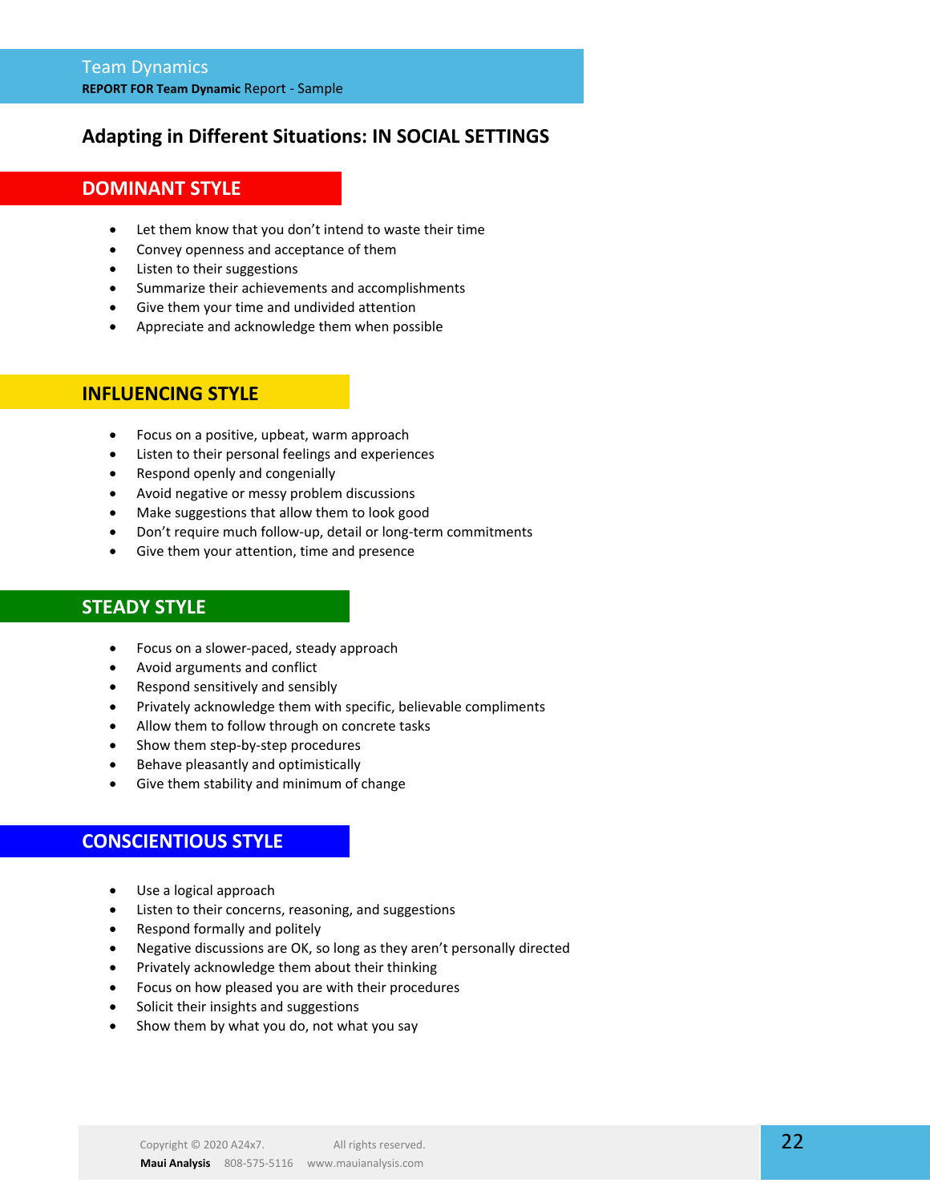## Adapting in Different Situations: IN SOCIAL SETTINGS

### DOMINANT STYLE

- Let them know that you don't intend to waste their time
- Convey openness and acceptance of them
- Listen to their suggestions
- Summarize their achievements and accomplishments
- Give them your time and undivided attention
- Appreciate and acknowledge them when possible

### INFLUENCING STYLE

- Focus on a positive, upbeat, warm approach
- Listen to their personal feelings and experiences
- Respond openly and congenially
- Avoid negative or messy problem discussions
- Make suggestions that allow them to look good
- Don't require much follow-up, detail or long-term commitments
- Give them your attention, time and presence

### STEADY STYLE

- Focus on a slower-paced, steady approach
- Avoid arguments and conflict
- Respond sensitively and sensibly
- Privately acknowledge them with specific, believable compliments
- Allow them to follow through on concrete tasks
- Show them step-by-step procedures
- Behave pleasantly and optimistically
- Give them stability and minimum of change

### CONSCIENTIOUS STYLE

- Use a logical approach
- Listen to their concerns, reasoning, and suggestions
- Respond formally and politely
- Negative discussions are OK, so long as they aren't personally directed
- Privately acknowledge them about their thinking
- Focus on how pleased you are with their procedures
- Solicit their insights and suggestions
- Show them by what you do, not what you say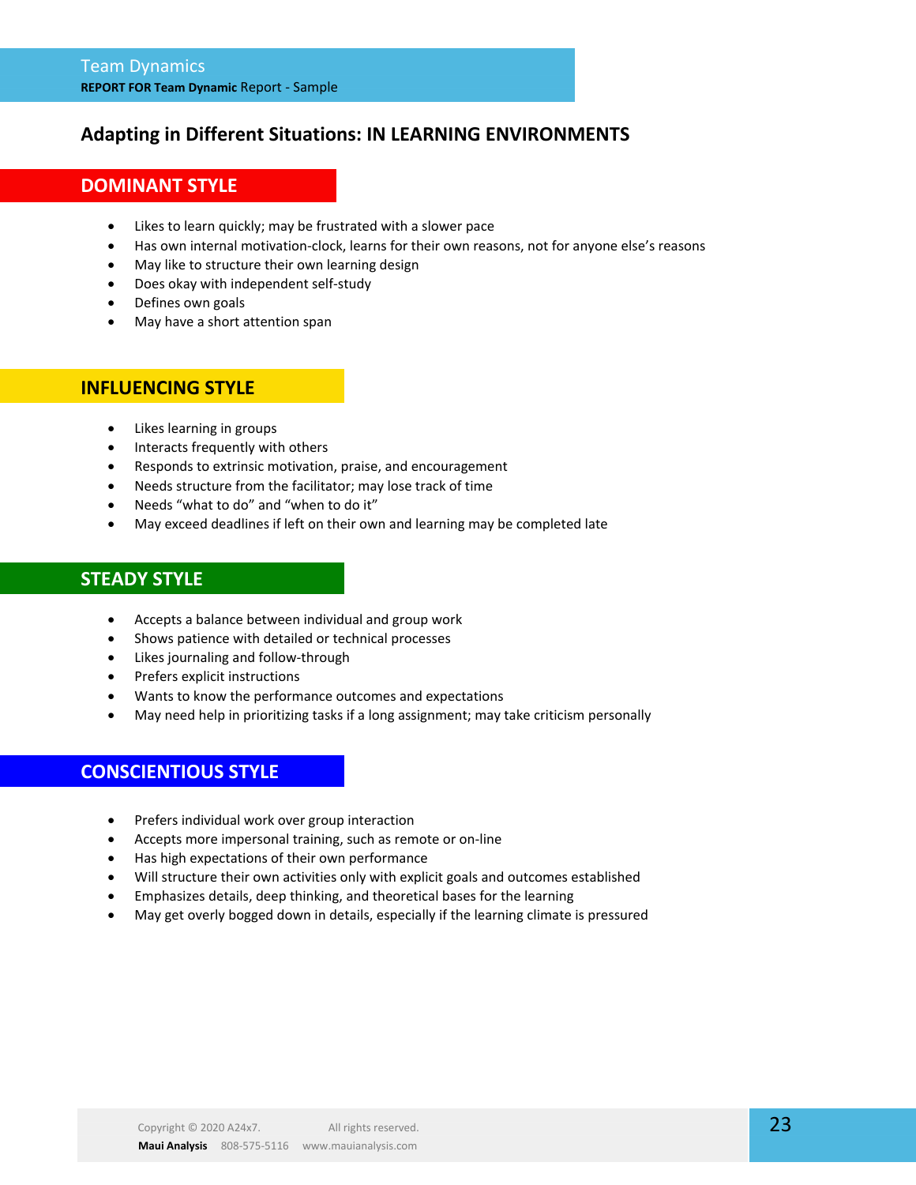## Adapting in Different Situations: IN LEARNING ENVIRONMENTS

### DOMINANT STYLE

- Likes to learn quickly; may be frustrated with a slower pace
- Has own internal motivation-clock, learns for their own reasons, not for anyone else's reasons
- May like to structure their own learning design
- Does okay with independent self-study
- Defines own goals
- May have a short attention span

### INFLUENCING STYLE

- Likes learning in groups
- Interacts frequently with others
- Responds to extrinsic motivation, praise, and encouragement
- Needs structure from the facilitator; may lose track of time
- Needs "what to do" and "when to do it"
- May exceed deadlines if left on their own and learning may be completed late

### STEADY STYLE

- Accepts a balance between individual and group work
- Shows patience with detailed or technical processes
- Likes journaling and follow-through
- Prefers explicit instructions
- Wants to know the performance outcomes and expectations
- May need help in prioritizing tasks if a long assignment; may take criticism personally

### CONSCIENTIOUS STYLE

- Prefers individual work over group interaction
- Accepts more impersonal training, such as remote or on-line
- Has high expectations of their own performance
- Will structure their own activities only with explicit goals and outcomes established
- Emphasizes details, deep thinking, and theoretical bases for the learning
- May get overly bogged down in details, especially if the learning climate is pressured